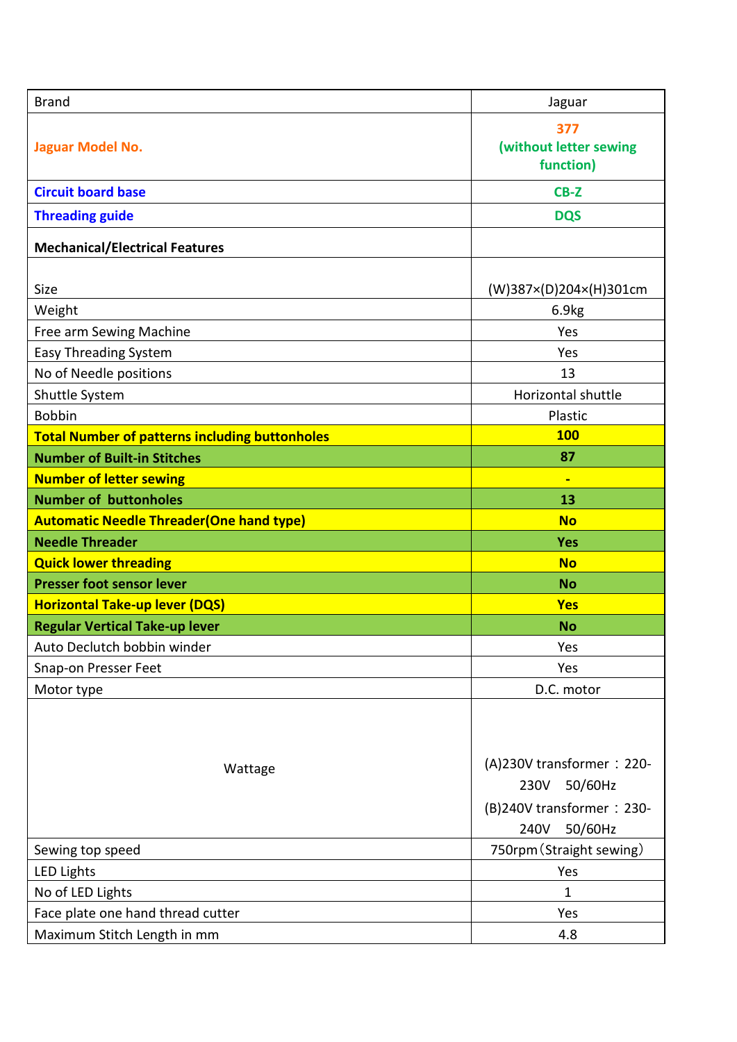| Brand | Jaguar |
|---|---|
| **Jaguar Model No.** | **377 (without letter sewing function)** |
| **Circuit board base** | **CB-Z** |
| **Threading guide** | **DQS** |
| **Mechanical/Electrical Features** | |
| Size | (W)387×(D)204×(H)301cm |
| Weight | 6.9kg |
| Free arm Sewing Machine | Yes |
| Easy Threading System | Yes |
| No of Needle positions | 13 |
| Shuttle System | Horizontal shuttle |
| Bobbin | Plastic |
| **Total Number of patterns including buttonholes** | **100** |
| **Number of Built-in Stitches** | **87** |
| **Number of letter sewing** | **-** |
| **Number of buttonholes** | **13** |
| **Automatic Needle Threader(One hand type)** | **No** |
| **Needle Threader** | **Yes** |
| **Quick lower threading** | **No** |
| **Presser foot sensor lever** | **No** |
| **Horizontal Take-up lever (DQS)** | **Yes** |
| **Regular Vertical Take-up lever** | **No** |
| Auto Declutch bobbin winder | Yes |
| Snap-on Presser Feet | Yes |
| Motor type | D.C. motor |
| Wattage | (A)230V transformer：220-230V 50/60Hz<br>(B)240V transformer：230-240V 50/60Hz |
| Sewing top speed | 750rpm（Straight sewing） |
| LED Lights | Yes |
| No of LED Lights | 1 |
| Face plate one hand thread cutter | Yes |
| Maximum Stitch Length in mm | 4.8 |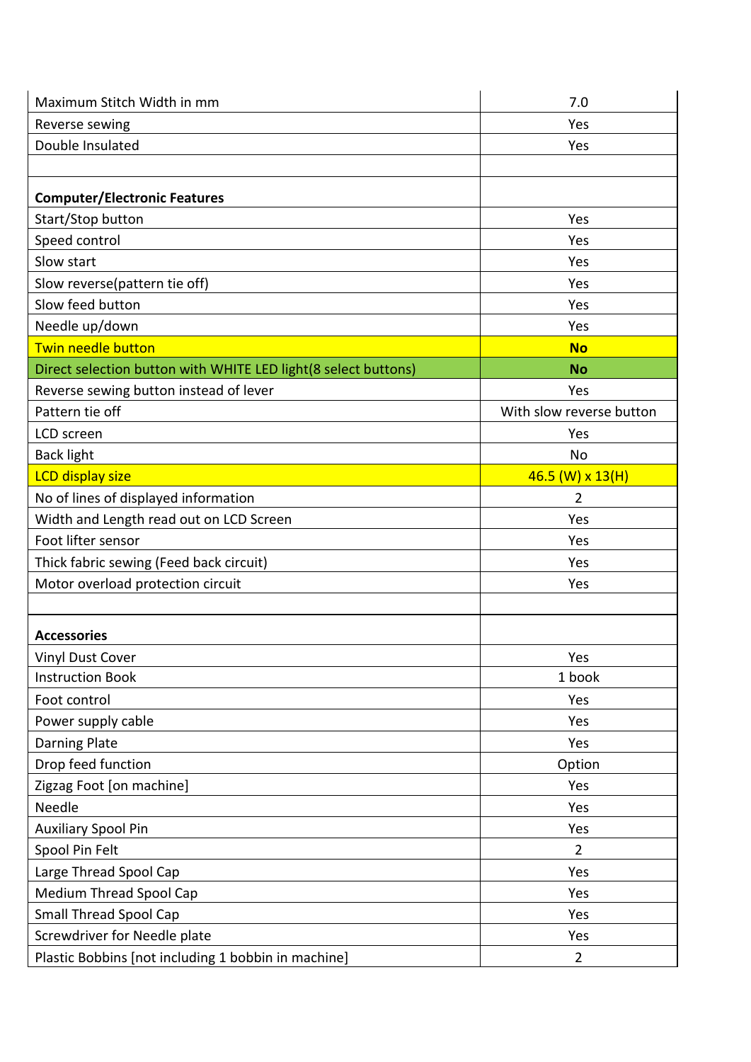| | |
|---|---|
| Maximum Stitch Width in mm | 7.0 |
| Reverse sewing | Yes |
| Double Insulated | Yes |
| | |
| **Computer/Electronic Features** | |
| Start/Stop button | Yes |
| Speed control | Yes |
| Slow start | Yes |
| Slow reverse(pattern tie off) | Yes |
| Slow feed button | Yes |
| Needle up/down | Yes |
| Twin needle button | **No** |
| Direct selection button with WHITE LED light(8 select buttons) | **No** |
| Reverse sewing button instead of lever | Yes |
| Pattern tie off | With slow reverse button |
| LCD screen | Yes |
| Back light | No |
| LCD display size | 46.5 (W) x 13(H) |
| No of lines of displayed information | 2 |
| Width and Length read out on LCD Screen | Yes |
| Foot lifter sensor | Yes |
| Thick fabric sewing (Feed back circuit) | Yes |
| Motor overload protection circuit | Yes |
| | |
| **Accessories** | |
| Vinyl Dust Cover | Yes |
| Instruction Book | 1 book |
| Foot control | Yes |
| Power supply cable | Yes |
| Darning Plate | Yes |
| Drop feed function | Option |
| Zigzag Foot [on machine] | Yes |
| Needle | Yes |
| Auxiliary Spool Pin | Yes |
| Spool Pin Felt | 2 |
| Large Thread Spool Cap | Yes |
| Medium Thread Spool Cap | Yes |
| Small Thread Spool Cap | Yes |
| Screwdriver for Needle plate | Yes |
| Plastic Bobbins [not including 1 bobbin in machine] | 2 |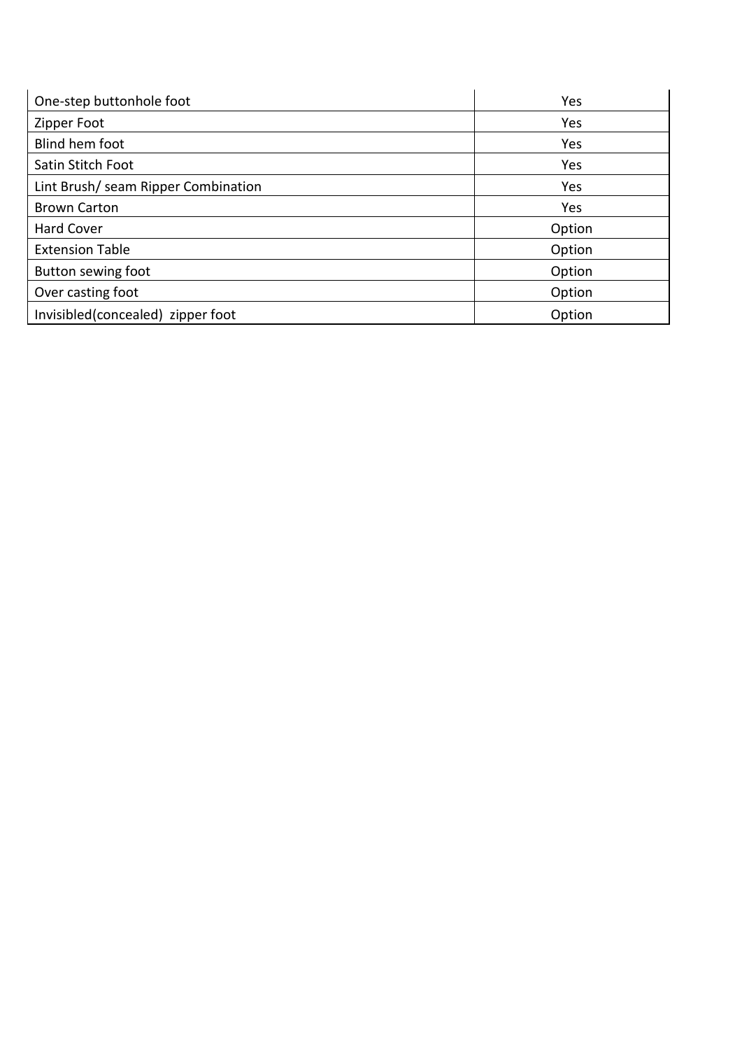| | |
|---|---|
| One-step buttonhole foot | Yes |
| Zipper Foot | Yes |
| Blind hem foot | Yes |
| Satin Stitch Foot | Yes |
| Lint Brush/ seam Ripper Combination | Yes |
| Brown Carton | Yes |
| Hard Cover | Option |
| Extension Table | Option |
| Button sewing foot | Option |
| Over casting foot | Option |
| Invisibled(concealed) zipper foot | Option |